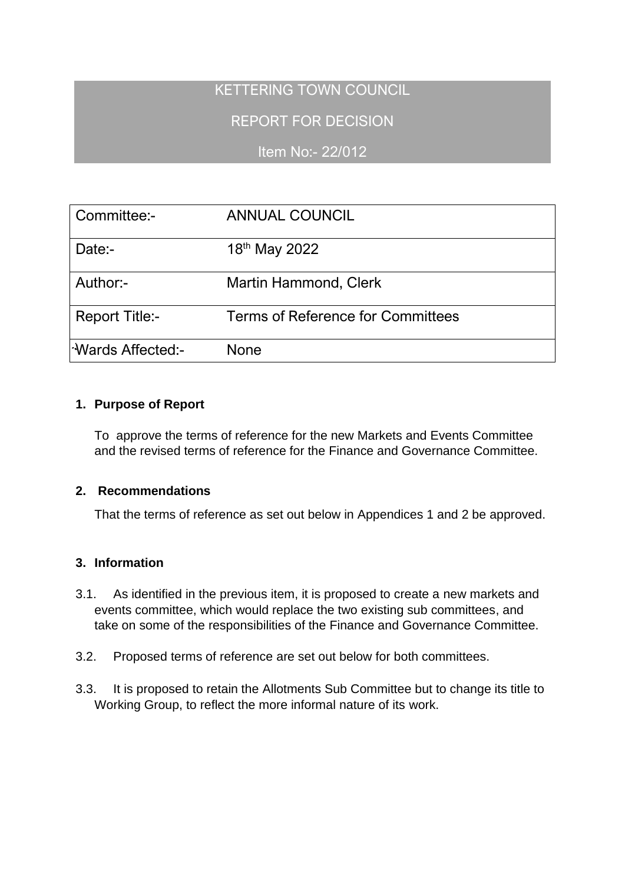# KETTERING TOWN COUNCIL

## REPORT FOR DECISION

### Item No:- 22/012

| Committee:- | ANNUAL COUNCIL |
|---|---|
| Date:- | 18th May 2022 |
| Author:- | Martin Hammond, Clerk |
| Report Title:- | Terms of Reference for Committees |
| Wards Affected:- | None |

**1. Purpose of Report**

To approve the terms of reference for the new Markets and Events Committee and the revised terms of reference for the Finance and Governance Committee.

**2. Recommendations**

That the terms of reference as set out below in Appendices 1 and 2 be approved.

**3. Information**

3.1. As identified in the previous item, it is proposed to create a new markets and events committee, which would replace the two existing sub committees, and take on some of the responsibilities of the Finance and Governance Committee.

3.2. Proposed terms of reference are set out below for both committees.

3.3. It is proposed to retain the Allotments Sub Committee but to change its title to Working Group, to reflect the more informal nature of its work.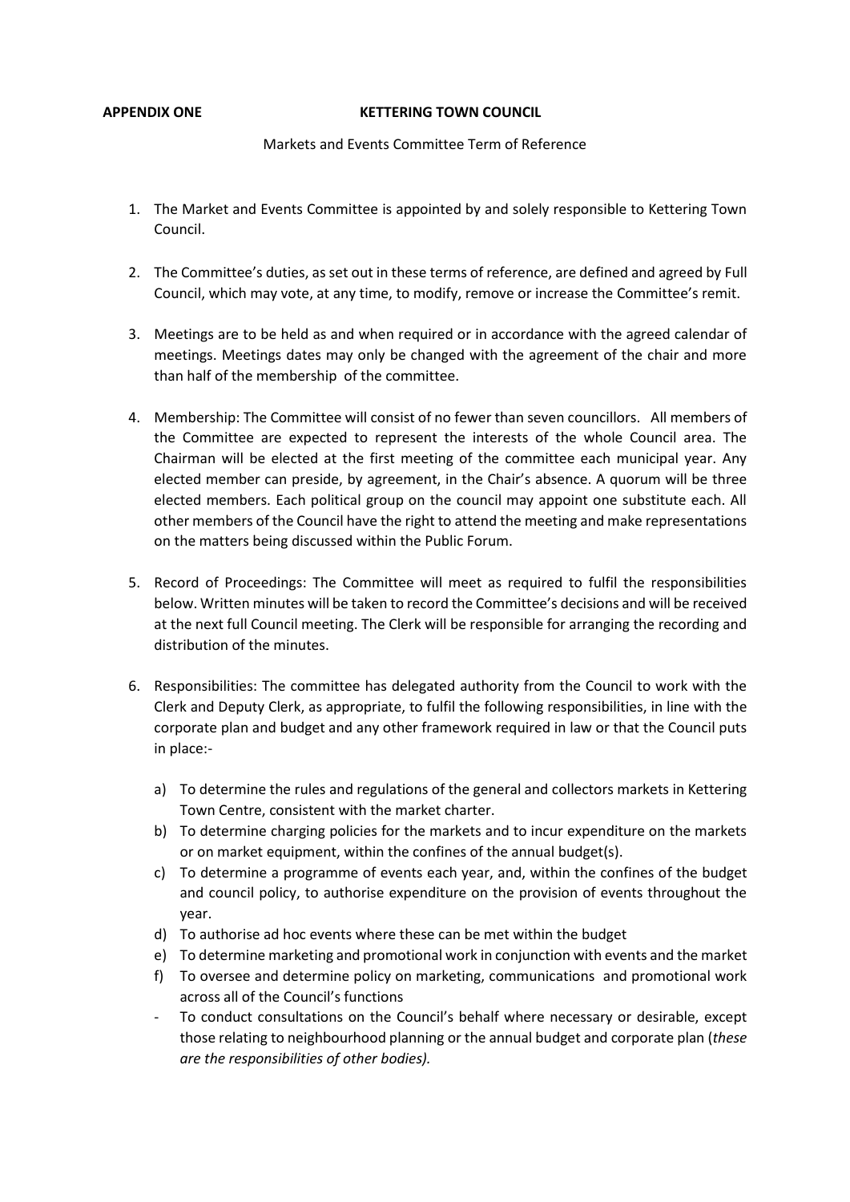**APPENDIX ONE** **KETTERING TOWN COUNCIL**

Markets and Events Committee Term of Reference

1. The Market and Events Committee is appointed by and solely responsible to Kettering Town Council.

2. The Committee's duties, as set out in these terms of reference, are defined and agreed by Full Council, which may vote, at any time, to modify, remove or increase the Committee's remit.

3. Meetings are to be held as and when required or in accordance with the agreed calendar of meetings. Meetings dates may only be changed with the agreement of the chair and more than half of the membership of the committee.

4. Membership: The Committee will consist of no fewer than seven councillors. All members of the Committee are expected to represent the interests of the whole Council area. The Chairman will be elected at the first meeting of the committee each municipal year. Any elected member can preside, by agreement, in the Chair's absence. A quorum will be three elected members. Each political group on the council may appoint one substitute each. All other members of the Council have the right to attend the meeting and make representations on the matters being discussed within the Public Forum.

5. Record of Proceedings: The Committee will meet as required to fulfil the responsibilities below. Written minutes will be taken to record the Committee's decisions and will be received at the next full Council meeting. The Clerk will be responsible for arranging the recording and distribution of the minutes.

6. Responsibilities: The committee has delegated authority from the Council to work with the Clerk and Deputy Clerk, as appropriate, to fulfil the following responsibilities, in line with the corporate plan and budget and any other framework required in law or that the Council puts in place:-

    a) To determine the rules and regulations of the general and collectors markets in Kettering Town Centre, consistent with the market charter.
    b) To determine charging policies for the markets and to incur expenditure on the markets or on market equipment, within the confines of the annual budget(s).
    c) To determine a programme of events each year, and, within the confines of the budget and council policy, to authorise expenditure on the provision of events throughout the year.
    d) To authorise ad hoc events where these can be met within the budget
    e) To determine marketing and promotional work in conjunction with events and the market
    f) To oversee and determine policy on marketing, communications and promotional work across all of the Council's functions
    - To conduct consultations on the Council's behalf where necessary or desirable, except those relating to neighbourhood planning or the annual budget and corporate plan (*these are the responsibilities of other bodies).*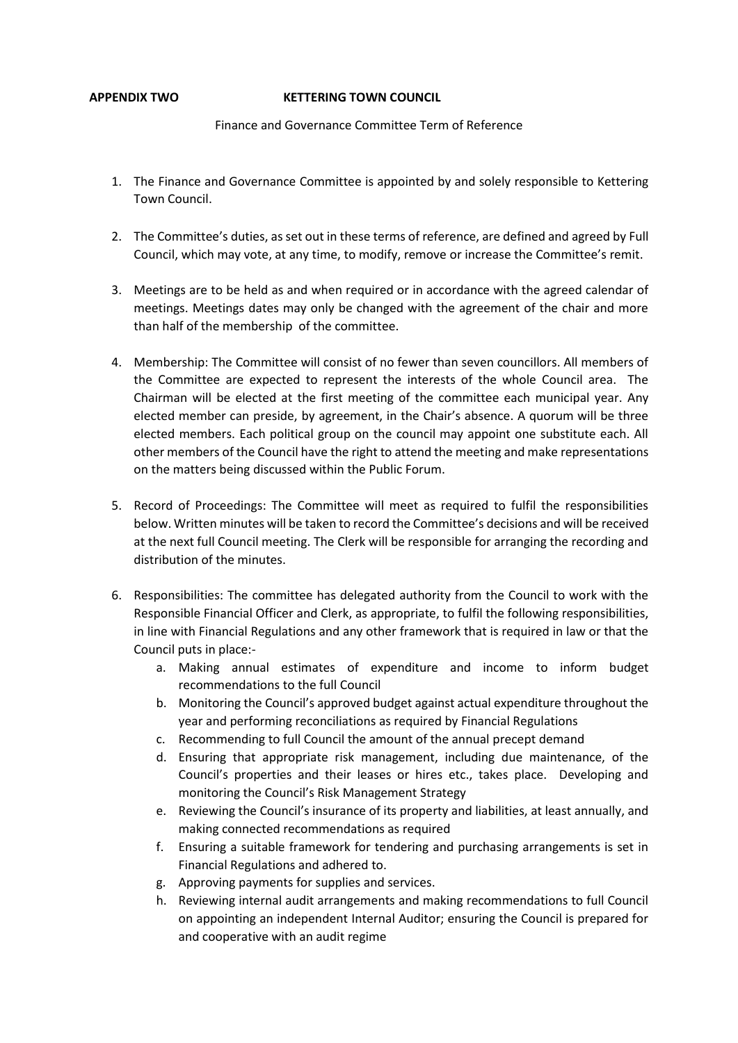**APPENDIX TWO KETTERING TOWN COUNCIL**

Finance and Governance Committee Term of Reference

1. The Finance and Governance Committee is appointed by and solely responsible to Kettering Town Council.

2. The Committee's duties, as set out in these terms of reference, are defined and agreed by Full Council, which may vote, at any time, to modify, remove or increase the Committee's remit.

3. Meetings are to be held as and when required or in accordance with the agreed calendar of meetings. Meetings dates may only be changed with the agreement of the chair and more than half of the membership of the committee.

4. Membership: The Committee will consist of no fewer than seven councillors. All members of the Committee are expected to represent the interests of the whole Council area. The Chairman will be elected at the first meeting of the committee each municipal year. Any elected member can preside, by agreement, in the Chair's absence. A quorum will be three elected members. Each political group on the council may appoint one substitute each. All other members of the Council have the right to attend the meeting and make representations on the matters being discussed within the Public Forum.

5. Record of Proceedings: The Committee will meet as required to fulfil the responsibilities below. Written minutes will be taken to record the Committee's decisions and will be received at the next full Council meeting. The Clerk will be responsible for arranging the recording and distribution of the minutes.

6. Responsibilities: The committee has delegated authority from the Council to work with the Responsible Financial Officer and Clerk, as appropriate, to fulfil the following responsibilities, in line with Financial Regulations and any other framework that is required in law or that the Council puts in place:-
   a. Making annual estimates of expenditure and income to inform budget recommendations to the full Council
   b. Monitoring the Council's approved budget against actual expenditure throughout the year and performing reconciliations as required by Financial Regulations
   c. Recommending to full Council the amount of the annual precept demand
   d. Ensuring that appropriate risk management, including due maintenance, of the Council's properties and their leases or hires etc., takes place. Developing and monitoring the Council's Risk Management Strategy
   e. Reviewing the Council's insurance of its property and liabilities, at least annually, and making connected recommendations as required
   f. Ensuring a suitable framework for tendering and purchasing arrangements is set in Financial Regulations and adhered to.
   g. Approving payments for supplies and services.
   h. Reviewing internal audit arrangements and making recommendations to full Council on appointing an independent Internal Auditor; ensuring the Council is prepared for and cooperative with an audit regime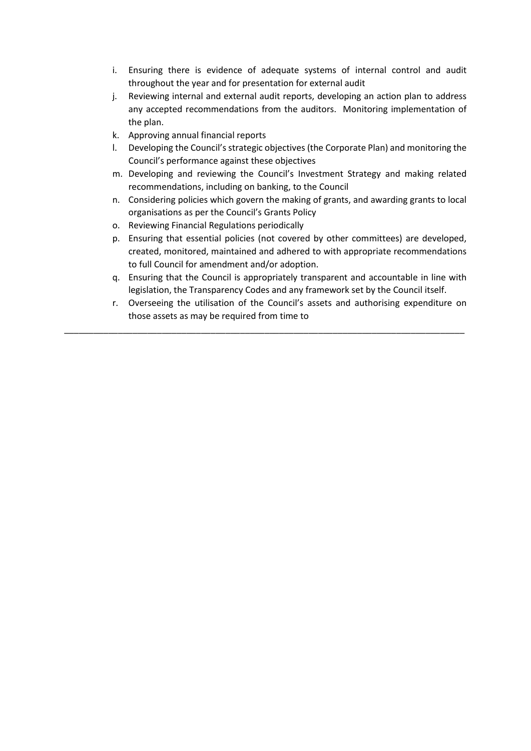i. Ensuring there is evidence of adequate systems of internal control and audit throughout the year and for presentation for external audit
j. Reviewing internal and external audit reports, developing an action plan to address any accepted recommendations from the auditors. Monitoring implementation of the plan.
k. Approving annual financial reports
l. Developing the Council's strategic objectives (the Corporate Plan) and monitoring the Council's performance against these objectives
m. Developing and reviewing the Council's Investment Strategy and making related recommendations, including on banking, to the Council
n. Considering policies which govern the making of grants, and awarding grants to local organisations as per the Council's Grants Policy
o. Reviewing Financial Regulations periodically
p. Ensuring that essential policies (not covered by other committees) are developed, created, monitored, maintained and adhered to with appropriate recommendations to full Council for amendment and/or adoption.
q. Ensuring that the Council is appropriately transparent and accountable in line with legislation, the Transparency Codes and any framework set by the Council itself.
r. Overseeing the utilisation of the Council's assets and authorising expenditure on those assets as may be required from time to

---